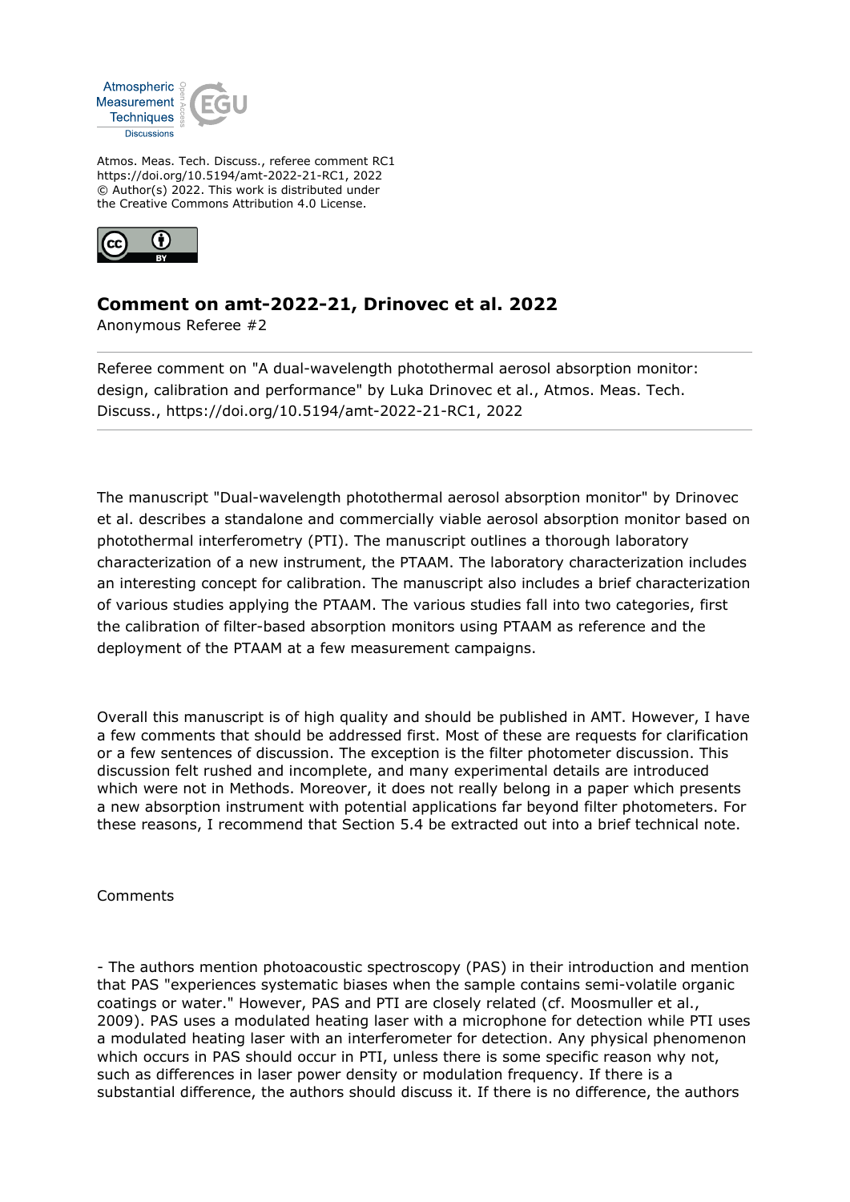Atmos. Meas. Tech. Discuss., referee comment RC1
https://doi.org/10.5194/amt-2022-21-RC1, 2022
© Author(s) 2022. This work is distributed under
the Creative Commons Attribution 4.0 License.

## Comment on amt-2022-21, Drinovec et al. 2022

Anonymous Referee #2

Referee comment on "A dual-wavelength photothermal aerosol absorption monitor: design, calibration and performance" by Luka Drinovec et al., Atmos. Meas. Tech. Discuss., https://doi.org/10.5194/amt-2022-21-RC1, 2022

---

The manuscript "Dual-wavelength photothermal aerosol absorption monitor" by Drinovec et al. describes a standalone and commercially viable aerosol absorption monitor based on photothermal interferometry (PTI). The manuscript outlines a thorough laboratory characterization of a new instrument, the PTAAM. The laboratory characterization includes an interesting concept for calibration. The manuscript also includes a brief characterization of various studies applying the PTAAM. The various studies fall into two categories, first the calibration of filter-based absorption monitors using PTAAM as reference and the deployment of the PTAAM at a few measurement campaigns.

Overall this manuscript is of high quality and should be published in AMT. However, I have a few comments that should be addressed first. Most of these are requests for clarification or a few sentences of discussion. The exception is the filter photometer discussion. This discussion felt rushed and incomplete, and many experimental details are introduced which were not in Methods. Moreover, it does not really belong in a paper which presents a new absorption instrument with potential applications far beyond filter photometers. For these reasons, I recommend that Section 5.4 be extracted out into a brief technical note.

Comments

- The authors mention photoacoustic spectroscopy (PAS) in their introduction and mention that PAS "experiences systematic biases when the sample contains semi-volatile organic coatings or water." However, PAS and PTI are closely related (cf. Moosmuller et al., 2009). PAS uses a modulated heating laser with a microphone for detection while PTI uses a modulated heating laser with an interferometer for detection. Any physical phenomenon which occurs in PAS should occur in PTI, unless there is some specific reason why not, such as differences in laser power density or modulation frequency. If there is a substantial difference, the authors should discuss it. If there is no difference, the authors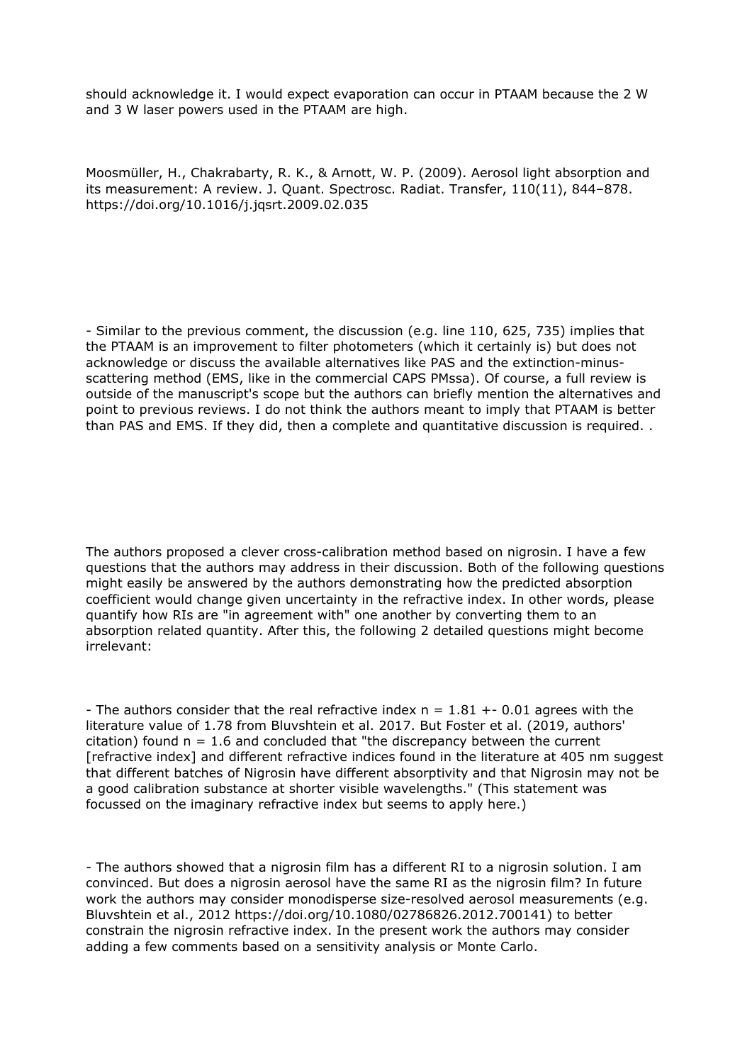should acknowledge it. I would expect evaporation can occur in PTAAM because the 2 W and 3 W laser powers used in the PTAAM are high.

Moosmüller, H., Chakrabarty, R. K., & Arnott, W. P. (2009). Aerosol light absorption and its measurement: A review. J. Quant. Spectrosc. Radiat. Transfer, 110(11), 844–878. https://doi.org/10.1016/j.jqsrt.2009.02.035

- Similar to the previous comment, the discussion (e.g. line 110, 625, 735) implies that the PTAAM is an improvement to filter photometers (which it certainly is) but does not acknowledge or discuss the available alternatives like PAS and the extinction-minus-scattering method (EMS, like in the commercial CAPS PMssa). Of course, a full review is outside of the manuscript's scope but the authors can briefly mention the alternatives and point to previous reviews. I do not think the authors meant to imply that PTAAM is better than PAS and EMS. If they did, then a complete and quantitative discussion is required. .

The authors proposed a clever cross-calibration method based on nigrosin. I have a few questions that the authors may address in their discussion. Both of the following questions might easily be answered by the authors demonstrating how the predicted absorption coefficient would change given uncertainty in the refractive index. In other words, please quantify how RIs are "in agreement with" one another by converting them to an absorption related quantity. After this, the following 2 detailed questions might become irrelevant:

- The authors consider that the real refractive index n = 1.81 +- 0.01 agrees with the literature value of 1.78 from Bluvshtein et al. 2017. But Foster et al. (2019, authors' citation) found n = 1.6 and concluded that "the discrepancy between the current [refractive index] and different refractive indices found in the literature at 405 nm suggest that different batches of Nigrosin have different absorptivity and that Nigrosin may not be a good calibration substance at shorter visible wavelengths." (This statement was focussed on the imaginary refractive index but seems to apply here.)

- The authors showed that a nigrosin film has a different RI to a nigrosin solution. I am convinced. But does a nigrosin aerosol have the same RI as the nigrosin film? In future work the authors may consider monodisperse size-resolved aerosol measurements (e.g. Bluvshtein et al., 2012 https://doi.org/10.1080/02786826.2012.700141) to better constrain the nigrosin refractive index. In the present work the authors may consider adding a few comments based on a sensitivity analysis or Monte Carlo.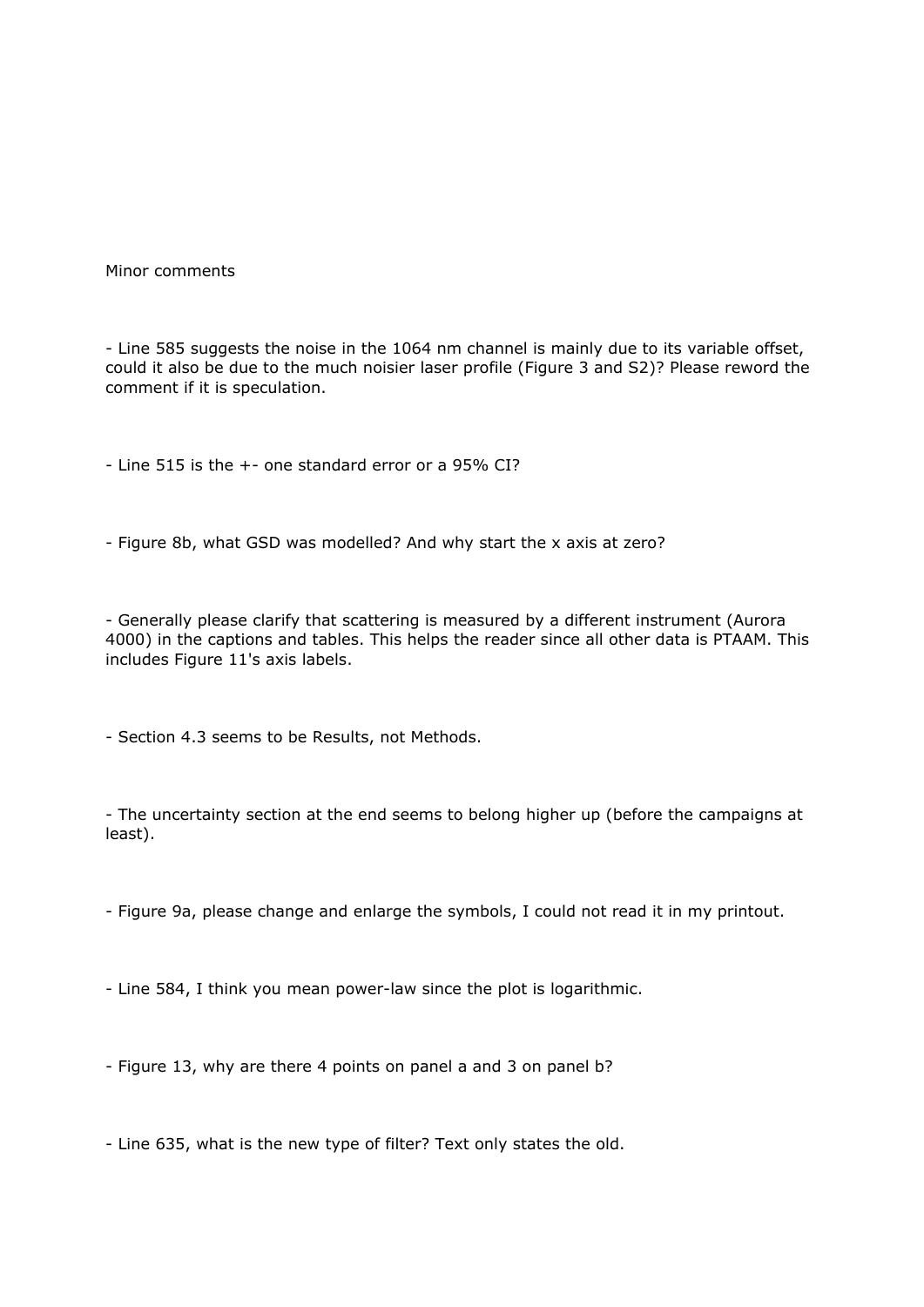Minor comments

- Line 585 suggests the noise in the 1064 nm channel is mainly due to its variable offset, could it also be due to the much noisier laser profile (Figure 3 and S2)? Please reword the comment if it is speculation.

- Line 515 is the +- one standard error or a 95% CI?

- Figure 8b, what GSD was modelled? And why start the x axis at zero?

- Generally please clarify that scattering is measured by a different instrument (Aurora 4000) in the captions and tables. This helps the reader since all other data is PTAAM. This includes Figure 11's axis labels.

- Section 4.3 seems to be Results, not Methods.

- The uncertainty section at the end seems to belong higher up (before the campaigns at least).

- Figure 9a, please change and enlarge the symbols, I could not read it in my printout.

- Line 584, I think you mean power-law since the plot is logarithmic.

- Figure 13, why are there 4 points on panel a and 3 on panel b?

- Line 635, what is the new type of filter? Text only states the old.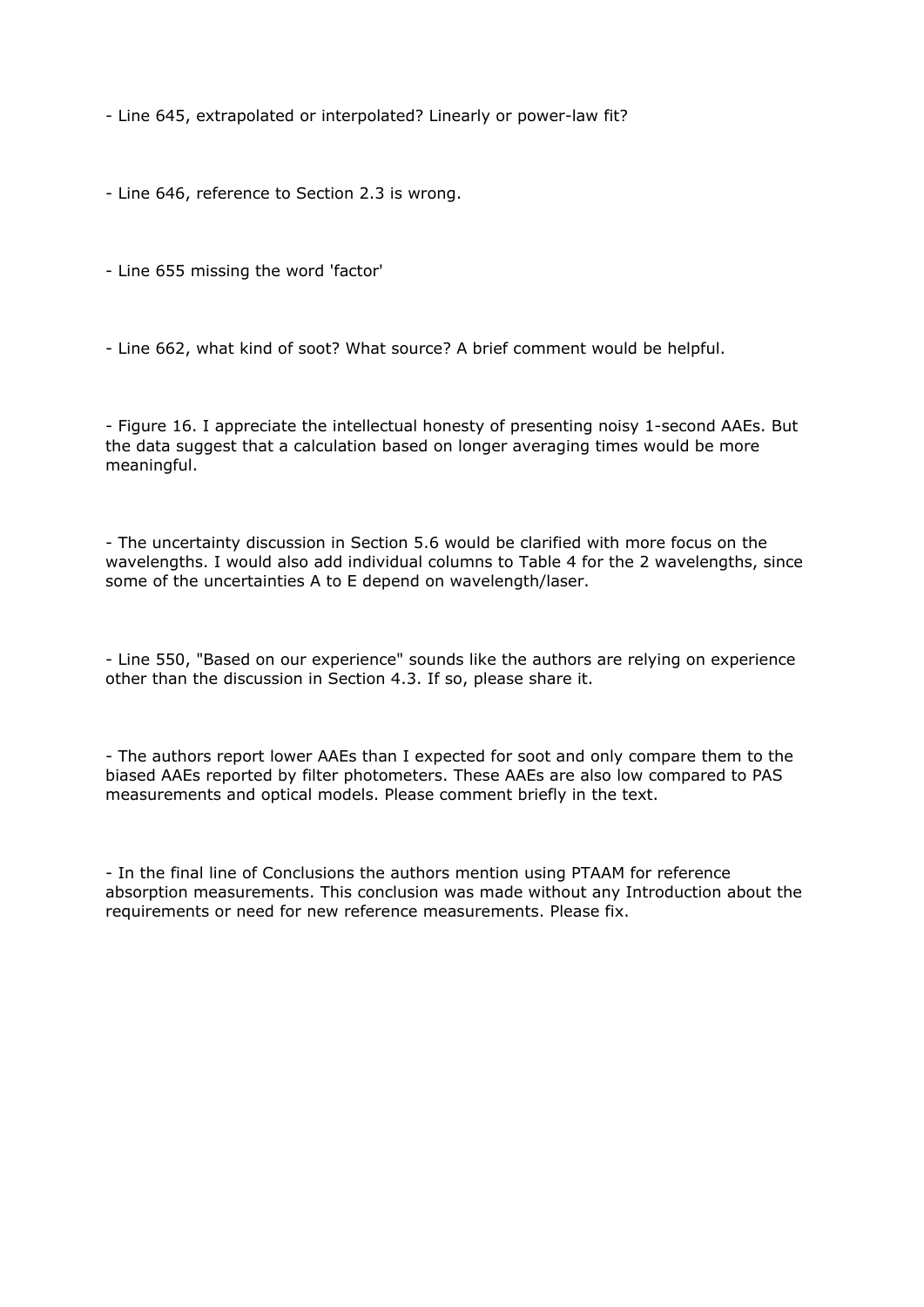- Line 645, extrapolated or interpolated? Linearly or power-law fit?

- Line 646, reference to Section 2.3 is wrong.

- Line 655 missing the word 'factor'

- Line 662, what kind of soot? What source? A brief comment would be helpful.

- Figure 16. I appreciate the intellectual honesty of presenting noisy 1-second AAEs. But the data suggest that a calculation based on longer averaging times would be more meaningful.

- The uncertainty discussion in Section 5.6 would be clarified with more focus on the wavelengths. I would also add individual columns to Table 4 for the 2 wavelengths, since some of the uncertainties A to E depend on wavelength/laser.

- Line 550, "Based on our experience" sounds like the authors are relying on experience other than the discussion in Section 4.3. If so, please share it.

- The authors report lower AAEs than I expected for soot and only compare them to the biased AAEs reported by filter photometers. These AAEs are also low compared to PAS measurements and optical models. Please comment briefly in the text.

- In the final line of Conclusions the authors mention using PTAAM for reference absorption measurements. This conclusion was made without any Introduction about the requirements or need for new reference measurements. Please fix.